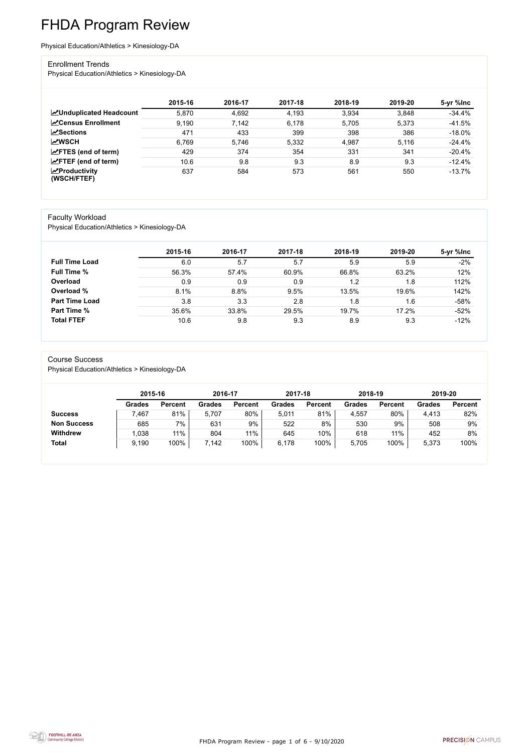# FHDA Program Review

Physical Education/Athletics > Kinesiology-DA

## Enrollment Trends

Physical Education/Athletics > Kinesiology-DA

| | 2015-16 | 2016-17 | 2017-18 | 2018-19 | 2019-20 | 5-yr %Inc |
|---|---|---|---|---|---|---|
| **Unduplicated Headcount** | 5,870 | 4,692 | 4,193 | 3,934 | 3,848 | -34.4% |
| **Census Enrollment** | 9,190 | 7,142 | 6,178 | 5,705 | 5,373 | -41.5% |
| **Sections** | 471 | 433 | 399 | 398 | 386 | -18.0% |
| **WSCH** | 6,769 | 5,746 | 5,332 | 4,987 | 5,116 | -24.4% |
| **FTES (end of term)** | 429 | 374 | 354 | 331 | 341 | -20.4% |
| **FTEF (end of term)** | 10.6 | 9.8 | 9.3 | 8.9 | 9.3 | -12.4% |
| **Productivity (WSCH/FTEF)** | 637 | 584 | 573 | 561 | 550 | -13.7% |

## Faculty Workload

Physical Education/Athletics > Kinesiology-DA

| | 2015-16 | 2016-17 | 2017-18 | 2018-19 | 2019-20 | 5-yr %Inc |
|---|---|---|---|---|---|---|
| **Full Time Load** | 6.0 | 5.7 | 5.7 | 5.9 | 5.9 | -2% |
| **Full Time %** | 56.3% | 57.4% | 60.9% | 66.8% | 63.2% | 12% |
| **Overload** | 0.9 | 0.9 | 0.9 | 1.2 | 1.8 | 112% |
| **Overload %** | 8.1% | 8.8% | 9.5% | 13.5% | 19.6% | 142% |
| **Part Time Load** | 3.8 | 3.3 | 2.8 | 1.8 | 1.6 | -58% |
| **Part Time %** | 35.6% | 33.8% | 29.5% | 19.7% | 17.2% | -52% |
| **Total FTEF** | 10.6 | 9.8 | 9.3 | 8.9 | 9.3 | -12% |

## Course Success

Physical Education/Athletics > Kinesiology-DA

| | 2015-16 | | 2016-17 | | 2017-18 | | 2018-19 | | 2019-20 | |
|---|---|---|---|---|---|---|---|---|---|---|
| | **Grades** | **Percent** | **Grades** | **Percent** | **Grades** | **Percent** | **Grades** | **Percent** | **Grades** | **Percent** |
| **Success** | 7,467 | 81% | 5,707 | 80% | 5,011 | 81% | 4,557 | 80% | 4,413 | 82% |
| **Non Success** | 685 | 7% | 631 | 9% | 522 | 8% | 530 | 9% | 508 | 9% |
| **Withdrew** | 1,038 | 11% | 804 | 11% | 645 | 10% | 618 | 11% | 452 | 8% |
| **Total** | 9,190 | 100% | 7,142 | 100% | 6,178 | 100% | 5,705 | 100% | 5,373 | 100% |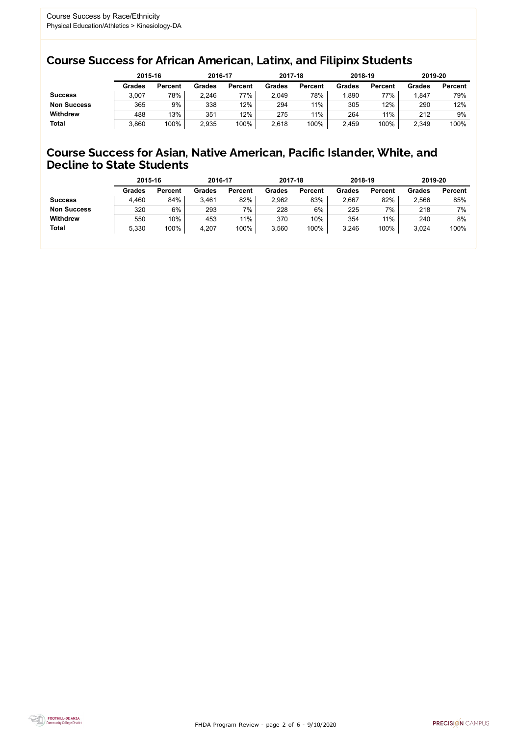Course Success by Race/Ethnicity
Physical Education/Athletics > Kinesiology-DA

## Course Success for African American, Latinx, and Filipinx Students

| | 2015-16 | | 2016-17 | | 2017-18 | | 2018-19 | | 2019-20 | |
|---|---|---|---|---|---|---|---|---|---|---|
| | Grades | Percent | Grades | Percent | Grades | Percent | Grades | Percent | Grades | Percent |
| **Success** | 3,007 | 78% | 2,246 | 77% | 2,049 | 78% | 1,890 | 77% | 1,847 | 79% |
| **Non Success** | 365 | 9% | 338 | 12% | 294 | 11% | 305 | 12% | 290 | 12% |
| **Withdrew** | 488 | 13% | 351 | 12% | 275 | 11% | 264 | 11% | 212 | 9% |
| **Total** | 3,860 | 100% | 2,935 | 100% | 2,618 | 100% | 2,459 | 100% | 2,349 | 100% |

## Course Success for Asian, Native American, Pacific Islander, White, and Decline to State Students

| | 2015-16 | | 2016-17 | | 2017-18 | | 2018-19 | | 2019-20 | |
|---|---|---|---|---|---|---|---|---|---|---|
| | Grades | Percent | Grades | Percent | Grades | Percent | Grades | Percent | Grades | Percent |
| **Success** | 4,460 | 84% | 3,461 | 82% | 2,962 | 83% | 2,667 | 82% | 2,566 | 85% |
| **Non Success** | 320 | 6% | 293 | 7% | 228 | 6% | 225 | 7% | 218 | 7% |
| **Withdrew** | 550 | 10% | 453 | 11% | 370 | 10% | 354 | 11% | 240 | 8% |
| **Total** | 5,330 | 100% | 4,207 | 100% | 3,560 | 100% | 3,246 | 100% | 3,024 | 100% |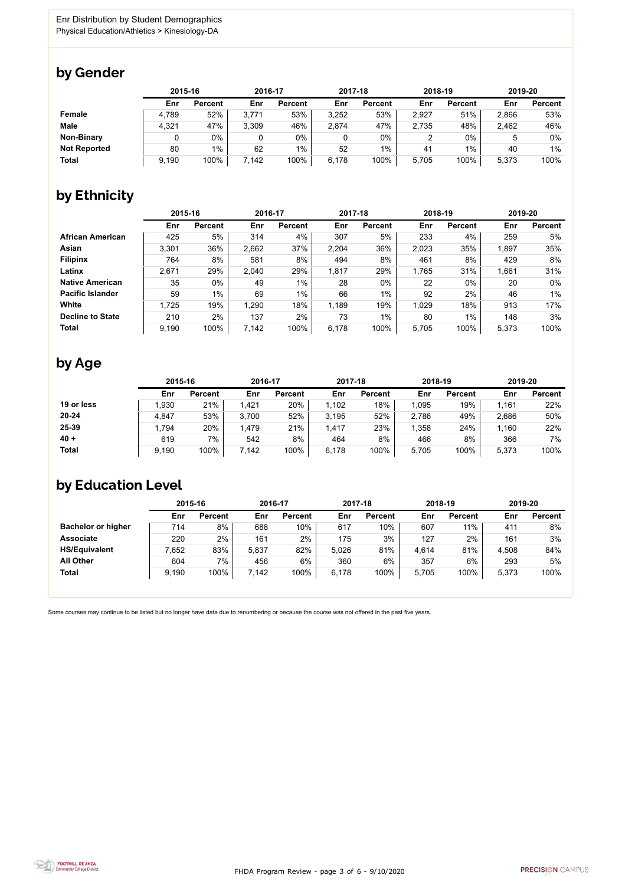Enr Distribution by Student Demographics
Physical Education/Athletics > Kinesiology-DA

## by Gender

| | 2015-16 | | 2016-17 | | 2017-18 | | 2018-19 | | 2019-20 | |
|---|---|---|---|---|---|---|---|---|---|---|
| | Enr | Percent | Enr | Percent | Enr | Percent | Enr | Percent | Enr | Percent |
| **Female** | 4,789 | 52% | 3,771 | 53% | 3,252 | 53% | 2,927 | 51% | 2,866 | 53% |
| **Male** | 4,321 | 47% | 3,309 | 46% | 2,874 | 47% | 2,735 | 48% | 2,462 | 46% |
| **Non-Binary** | 0 | 0% | 0 | 0% | 0 | 0% | 2 | 0% | 5 | 0% |
| **Not Reported** | 80 | 1% | 62 | 1% | 52 | 1% | 41 | 1% | 40 | 1% |
| **Total** | 9,190 | 100% | 7,142 | 100% | 6,178 | 100% | 5,705 | 100% | 5,373 | 100% |

## by Ethnicity

| | 2015-16 | | 2016-17 | | 2017-18 | | 2018-19 | | 2019-20 | |
|---|---|---|---|---|---|---|---|---|---|---|
| | Enr | Percent | Enr | Percent | Enr | Percent | Enr | Percent | Enr | Percent |
| **African American** | 425 | 5% | 314 | 4% | 307 | 5% | 233 | 4% | 259 | 5% |
| **Asian** | 3,301 | 36% | 2,662 | 37% | 2,204 | 36% | 2,023 | 35% | 1,897 | 35% |
| **Filipinx** | 764 | 8% | 581 | 8% | 494 | 8% | 461 | 8% | 429 | 8% |
| **Latinx** | 2,671 | 29% | 2,040 | 29% | 1,817 | 29% | 1,765 | 31% | 1,661 | 31% |
| **Native American** | 35 | 0% | 49 | 1% | 28 | 0% | 22 | 0% | 20 | 0% |
| **Pacific Islander** | 59 | 1% | 69 | 1% | 66 | 1% | 92 | 2% | 46 | 1% |
| **White** | 1,725 | 19% | 1,290 | 18% | 1,189 | 19% | 1,029 | 18% | 913 | 17% |
| **Decline to State** | 210 | 2% | 137 | 2% | 73 | 1% | 80 | 1% | 148 | 3% |
| **Total** | 9,190 | 100% | 7,142 | 100% | 6,178 | 100% | 5,705 | 100% | 5,373 | 100% |

## by Age

| | 2015-16 | | 2016-17 | | 2017-18 | | 2018-19 | | 2019-20 | |
|---|---|---|---|---|---|---|---|---|---|---|
| | Enr | Percent | Enr | Percent | Enr | Percent | Enr | Percent | Enr | Percent |
| **19 or less** | 1,930 | 21% | 1,421 | 20% | 1,102 | 18% | 1,095 | 19% | 1,161 | 22% |
| **20-24** | 4,847 | 53% | 3,700 | 52% | 3,195 | 52% | 2,786 | 49% | 2,686 | 50% |
| **25-39** | 1,794 | 20% | 1,479 | 21% | 1,417 | 23% | 1,358 | 24% | 1,160 | 22% |
| **40 +** | 619 | 7% | 542 | 8% | 464 | 8% | 466 | 8% | 366 | 7% |
| **Total** | 9,190 | 100% | 7,142 | 100% | 6,178 | 100% | 5,705 | 100% | 5,373 | 100% |

## by Education Level

| | 2015-16 | | 2016-17 | | 2017-18 | | 2018-19 | | 2019-20 | |
|---|---|---|---|---|---|---|---|---|---|---|
| | Enr | Percent | Enr | Percent | Enr | Percent | Enr | Percent | Enr | Percent |
| **Bachelor or higher** | 714 | 8% | 688 | 10% | 617 | 10% | 607 | 11% | 411 | 8% |
| **Associate** | 220 | 2% | 161 | 2% | 175 | 3% | 127 | 2% | 161 | 3% |
| **HS/Equivalent** | 7,652 | 83% | 5,837 | 82% | 5,026 | 81% | 4,614 | 81% | 4,508 | 84% |
| **All Other** | 604 | 7% | 456 | 6% | 360 | 6% | 357 | 6% | 293 | 5% |
| **Total** | 9,190 | 100% | 7,142 | 100% | 6,178 | 100% | 5,705 | 100% | 5,373 | 100% |

Some courses may continue to be listed but no longer have data due to renumbering or because the course was not offered in the past five years.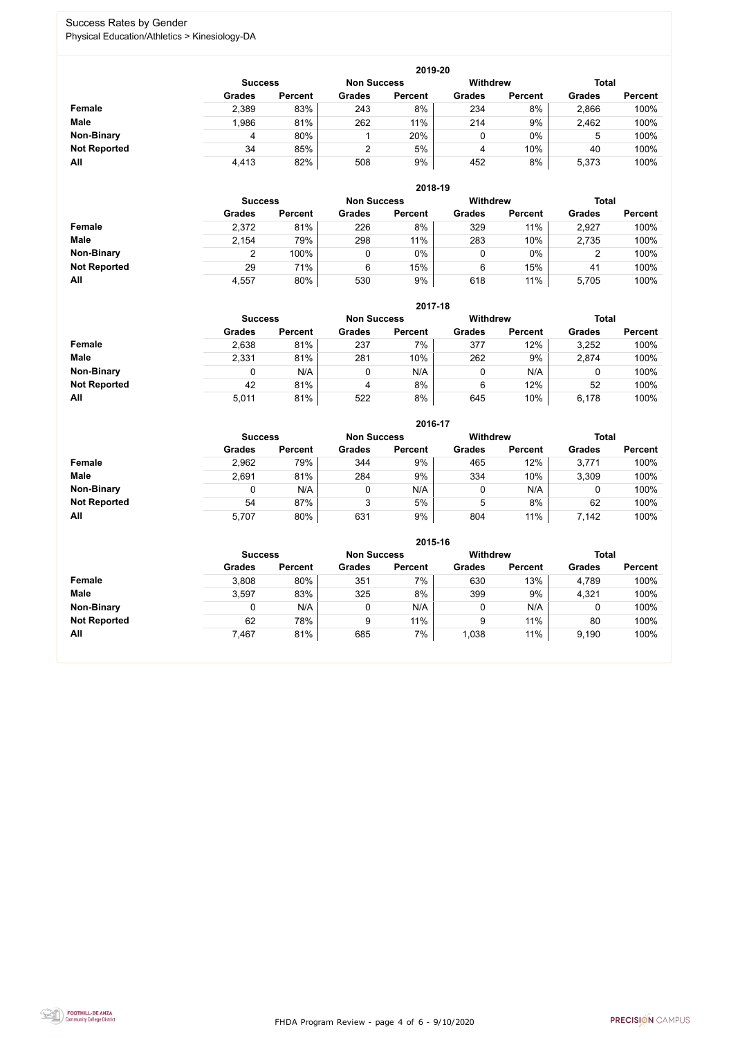# Success Rates by Gender

Physical Education/Athletics > Kinesiology-DA

### 2019-20

| | Success | | Non Success | | Withdrew | | Total | |
|---|---|---|---|---|---|---|---|---|
| | Grades | Percent | Grades | Percent | Grades | Percent | Grades | Percent |
| **Female** | 2,389 | 83% | 243 | 8% | 234 | 8% | 2,866 | 100% |
| **Male** | 1,986 | 81% | 262 | 11% | 214 | 9% | 2,462 | 100% |
| **Non-Binary** | 4 | 80% | 1 | 20% | 0 | 0% | 5 | 100% |
| **Not Reported** | 34 | 85% | 2 | 5% | 4 | 10% | 40 | 100% |
| **All** | 4,413 | 82% | 508 | 9% | 452 | 8% | 5,373 | 100% |

### 2018-19

| | Success | | Non Success | | Withdrew | | Total | |
|---|---|---|---|---|---|---|---|---|
| | Grades | Percent | Grades | Percent | Grades | Percent | Grades | Percent |
| **Female** | 2,372 | 81% | 226 | 8% | 329 | 11% | 2,927 | 100% |
| **Male** | 2,154 | 79% | 298 | 11% | 283 | 10% | 2,735 | 100% |
| **Non-Binary** | 2 | 100% | 0 | 0% | 0 | 0% | 2 | 100% |
| **Not Reported** | 29 | 71% | 6 | 15% | 6 | 15% | 41 | 100% |
| **All** | 4,557 | 80% | 530 | 9% | 618 | 11% | 5,705 | 100% |

### 2017-18

| | Success | | Non Success | | Withdrew | | Total | |
|---|---|---|---|---|---|---|---|---|
| | Grades | Percent | Grades | Percent | Grades | Percent | Grades | Percent |
| **Female** | 2,638 | 81% | 237 | 7% | 377 | 12% | 3,252 | 100% |
| **Male** | 2,331 | 81% | 281 | 10% | 262 | 9% | 2,874 | 100% |
| **Non-Binary** | 0 | N/A | 0 | N/A | 0 | N/A | 0 | 100% |
| **Not Reported** | 42 | 81% | 4 | 8% | 6 | 12% | 52 | 100% |
| **All** | 5,011 | 81% | 522 | 8% | 645 | 10% | 6,178 | 100% |

### 2016-17

| | Success | | Non Success | | Withdrew | | Total | |
|---|---|---|---|---|---|---|---|---|
| | Grades | Percent | Grades | Percent | Grades | Percent | Grades | Percent |
| **Female** | 2,962 | 79% | 344 | 9% | 465 | 12% | 3,771 | 100% |
| **Male** | 2,691 | 81% | 284 | 9% | 334 | 10% | 3,309 | 100% |
| **Non-Binary** | 0 | N/A | 0 | N/A | 0 | N/A | 0 | 100% |
| **Not Reported** | 54 | 87% | 3 | 5% | 5 | 8% | 62 | 100% |
| **All** | 5,707 | 80% | 631 | 9% | 804 | 11% | 7,142 | 100% |

### 2015-16

| | Success | | Non Success | | Withdrew | | Total | |
|---|---|---|---|---|---|---|---|---|
| | Grades | Percent | Grades | Percent | Grades | Percent | Grades | Percent |
| **Female** | 3,808 | 80% | 351 | 7% | 630 | 13% | 4,789 | 100% |
| **Male** | 3,597 | 83% | 325 | 8% | 399 | 9% | 4,321 | 100% |
| **Non-Binary** | 0 | N/A | 0 | N/A | 0 | N/A | 0 | 100% |
| **Not Reported** | 62 | 78% | 9 | 11% | 9 | 11% | 80 | 100% |
| **All** | 7,467 | 81% | 685 | 7% | 1,038 | 11% | 9,190 | 100% |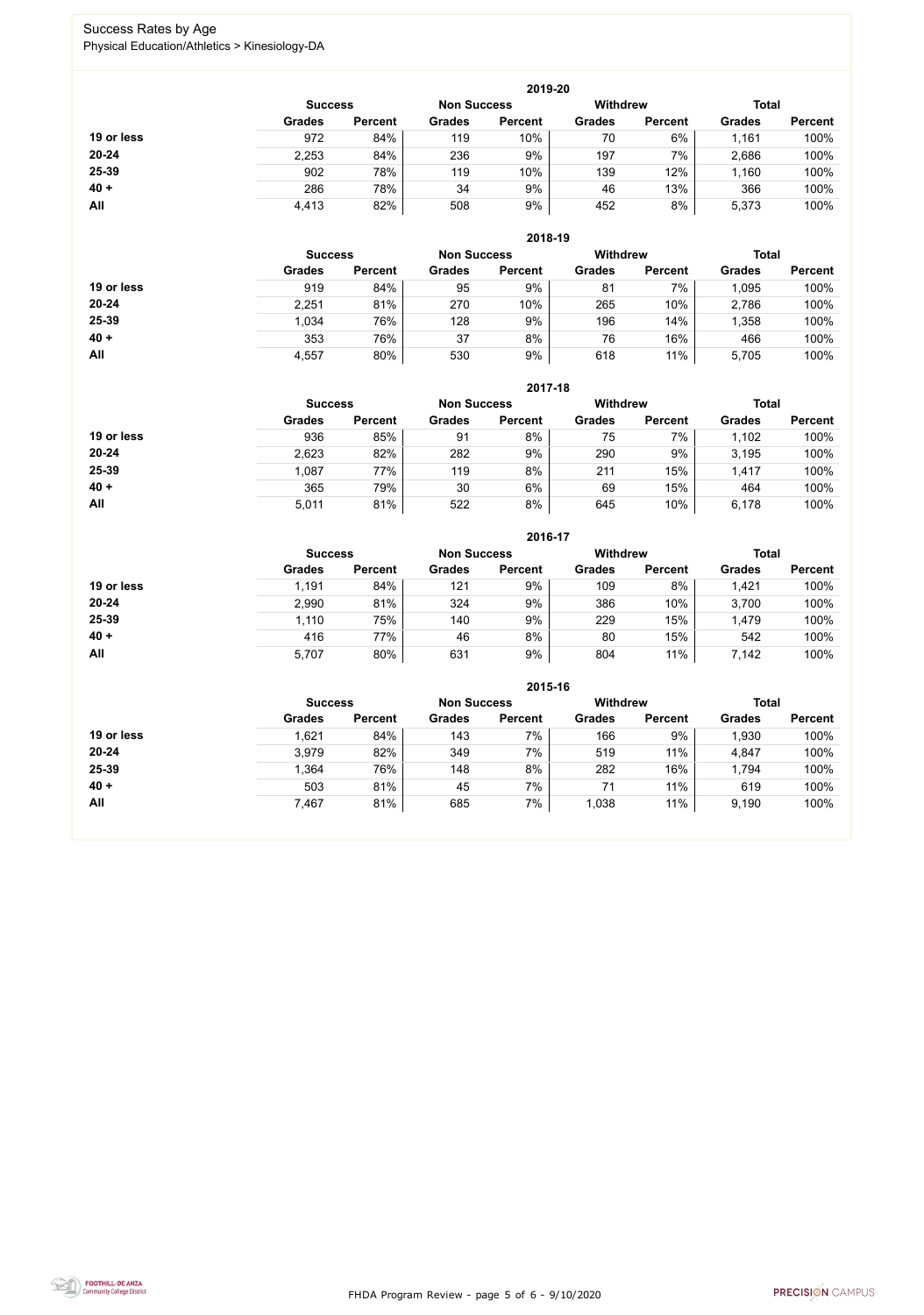# Success Rates by Age

Physical Education/Athletics > Kinesiology-DA

## 2019-20

| | Success | | Non Success | | Withdrew | | Total | |
|---|---|---|---|---|---|---|---|---|
| | Grades | Percent | Grades | Percent | Grades | Percent | Grades | Percent |
| **19 or less** | 972 | 84% | 119 | 10% | 70 | 6% | 1,161 | 100% |
| **20-24** | 2,253 | 84% | 236 | 9% | 197 | 7% | 2,686 | 100% |
| **25-39** | 902 | 78% | 119 | 10% | 139 | 12% | 1,160 | 100% |
| **40 +** | 286 | 78% | 34 | 9% | 46 | 13% | 366 | 100% |
| **All** | 4,413 | 82% | 508 | 9% | 452 | 8% | 5,373 | 100% |

## 2018-19

| | Success | | Non Success | | Withdrew | | Total | |
|---|---|---|---|---|---|---|---|---|
| | Grades | Percent | Grades | Percent | Grades | Percent | Grades | Percent |
| **19 or less** | 919 | 84% | 95 | 9% | 81 | 7% | 1,095 | 100% |
| **20-24** | 2,251 | 81% | 270 | 10% | 265 | 10% | 2,786 | 100% |
| **25-39** | 1,034 | 76% | 128 | 9% | 196 | 14% | 1,358 | 100% |
| **40 +** | 353 | 76% | 37 | 8% | 76 | 16% | 466 | 100% |
| **All** | 4,557 | 80% | 530 | 9% | 618 | 11% | 5,705 | 100% |

## 2017-18

| | Success | | Non Success | | Withdrew | | Total | |
|---|---|---|---|---|---|---|---|---|
| | Grades | Percent | Grades | Percent | Grades | Percent | Grades | Percent |
| **19 or less** | 936 | 85% | 91 | 8% | 75 | 7% | 1,102 | 100% |
| **20-24** | 2,623 | 82% | 282 | 9% | 290 | 9% | 3,195 | 100% |
| **25-39** | 1,087 | 77% | 119 | 8% | 211 | 15% | 1,417 | 100% |
| **40 +** | 365 | 79% | 30 | 6% | 69 | 15% | 464 | 100% |
| **All** | 5,011 | 81% | 522 | 8% | 645 | 10% | 6,178 | 100% |

## 2016-17

| | Success | | Non Success | | Withdrew | | Total | |
|---|---|---|---|---|---|---|---|---|
| | Grades | Percent | Grades | Percent | Grades | Percent | Grades | Percent |
| **19 or less** | 1,191 | 84% | 121 | 9% | 109 | 8% | 1,421 | 100% |
| **20-24** | 2,990 | 81% | 324 | 9% | 386 | 10% | 3,700 | 100% |
| **25-39** | 1,110 | 75% | 140 | 9% | 229 | 15% | 1,479 | 100% |
| **40 +** | 416 | 77% | 46 | 8% | 80 | 15% | 542 | 100% |
| **All** | 5,707 | 80% | 631 | 9% | 804 | 11% | 7,142 | 100% |

## 2015-16

| | Success | | Non Success | | Withdrew | | Total | |
|---|---|---|---|---|---|---|---|---|
| | Grades | Percent | Grades | Percent | Grades | Percent | Grades | Percent |
| **19 or less** | 1,621 | 84% | 143 | 7% | 166 | 9% | 1,930 | 100% |
| **20-24** | 3,979 | 82% | 349 | 7% | 519 | 11% | 4,847 | 100% |
| **25-39** | 1,364 | 76% | 148 | 8% | 282 | 16% | 1,794 | 100% |
| **40 +** | 503 | 81% | 45 | 7% | 71 | 11% | 619 | 100% |
| **All** | 7,467 | 81% | 685 | 7% | 1,038 | 11% | 9,190 | 100% |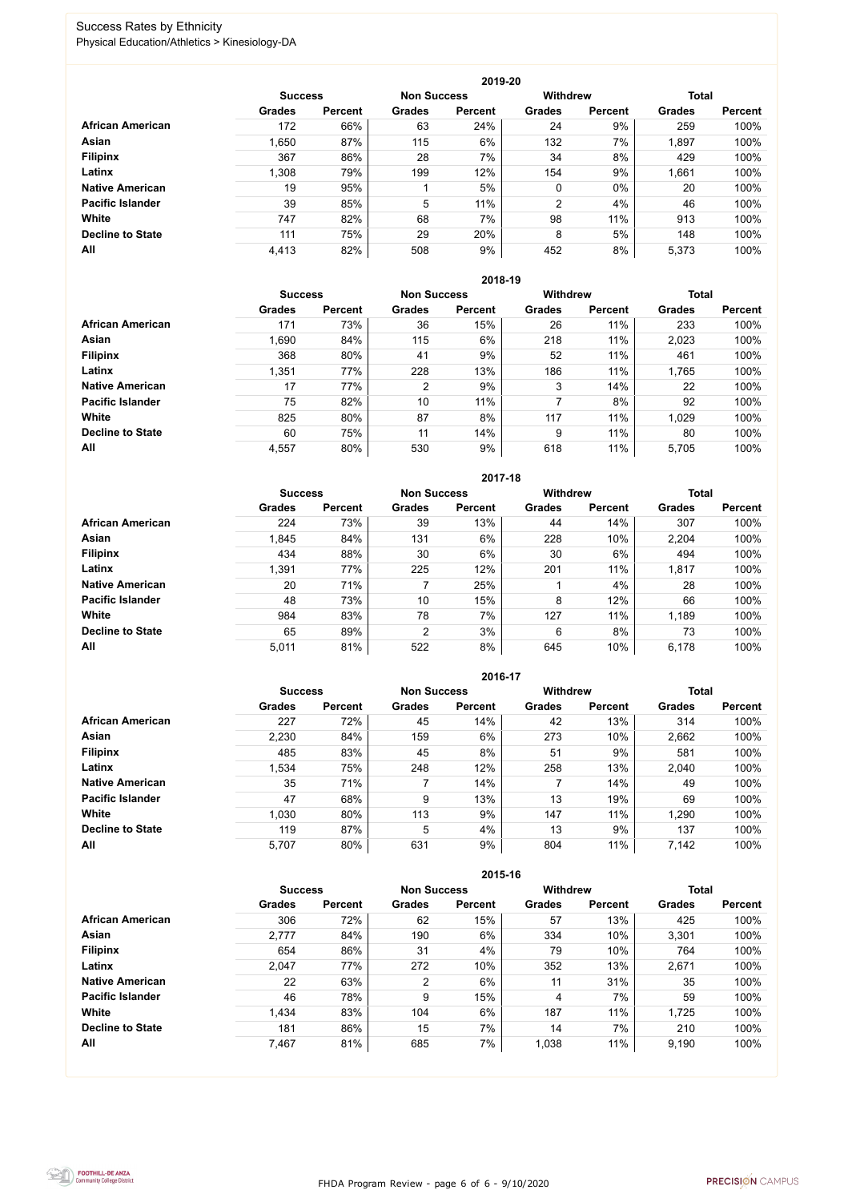# Success Rates by Ethnicity

Physical Education/Athletics > Kinesiology-DA

## 2019-20

| | Success | | Non Success | | Withdrew | | Total | |
|---|---|---|---|---|---|---|---|---|
| | Grades | Percent | Grades | Percent | Grades | Percent | Grades | Percent |
| **African American** | 172 | 66% | 63 | 24% | 24 | 9% | 259 | 100% |
| **Asian** | 1,650 | 87% | 115 | 6% | 132 | 7% | 1,897 | 100% |
| **Filipinx** | 367 | 86% | 28 | 7% | 34 | 8% | 429 | 100% |
| **Latinx** | 1,308 | 79% | 199 | 12% | 154 | 9% | 1,661 | 100% |
| **Native American** | 19 | 95% | 1 | 5% | 0 | 0% | 20 | 100% |
| **Pacific Islander** | 39 | 85% | 5 | 11% | 2 | 4% | 46 | 100% |
| **White** | 747 | 82% | 68 | 7% | 98 | 11% | 913 | 100% |
| **Decline to State** | 111 | 75% | 29 | 20% | 8 | 5% | 148 | 100% |
| **All** | 4,413 | 82% | 508 | 9% | 452 | 8% | 5,373 | 100% |

## 2018-19

| | Success | | Non Success | | Withdrew | | Total | |
|---|---|---|---|---|---|---|---|---|
| | Grades | Percent | Grades | Percent | Grades | Percent | Grades | Percent |
| **African American** | 171 | 73% | 36 | 15% | 26 | 11% | 233 | 100% |
| **Asian** | 1,690 | 84% | 115 | 6% | 218 | 11% | 2,023 | 100% |
| **Filipinx** | 368 | 80% | 41 | 9% | 52 | 11% | 461 | 100% |
| **Latinx** | 1,351 | 77% | 228 | 13% | 186 | 11% | 1,765 | 100% |
| **Native American** | 17 | 77% | 2 | 9% | 3 | 14% | 22 | 100% |
| **Pacific Islander** | 75 | 82% | 10 | 11% | 7 | 8% | 92 | 100% |
| **White** | 825 | 80% | 87 | 8% | 117 | 11% | 1,029 | 100% |
| **Decline to State** | 60 | 75% | 11 | 14% | 9 | 11% | 80 | 100% |
| **All** | 4,557 | 80% | 530 | 9% | 618 | 11% | 5,705 | 100% |

## 2017-18

| | Success | | Non Success | | Withdrew | | Total | |
|---|---|---|---|---|---|---|---|---|
| | Grades | Percent | Grades | Percent | Grades | Percent | Grades | Percent |
| **African American** | 224 | 73% | 39 | 13% | 44 | 14% | 307 | 100% |
| **Asian** | 1,845 | 84% | 131 | 6% | 228 | 10% | 2,204 | 100% |
| **Filipinx** | 434 | 88% | 30 | 6% | 30 | 6% | 494 | 100% |
| **Latinx** | 1,391 | 77% | 225 | 12% | 201 | 11% | 1,817 | 100% |
| **Native American** | 20 | 71% | 7 | 25% | 1 | 4% | 28 | 100% |
| **Pacific Islander** | 48 | 73% | 10 | 15% | 8 | 12% | 66 | 100% |
| **White** | 984 | 83% | 78 | 7% | 127 | 11% | 1,189 | 100% |
| **Decline to State** | 65 | 89% | 2 | 3% | 6 | 8% | 73 | 100% |
| **All** | 5,011 | 81% | 522 | 8% | 645 | 10% | 6,178 | 100% |

## 2016-17

| | Success | | Non Success | | Withdrew | | Total | |
|---|---|---|---|---|---|---|---|---|
| | Grades | Percent | Grades | Percent | Grades | Percent | Grades | Percent |
| **African American** | 227 | 72% | 45 | 14% | 42 | 13% | 314 | 100% |
| **Asian** | 2,230 | 84% | 159 | 6% | 273 | 10% | 2,662 | 100% |
| **Filipinx** | 485 | 83% | 45 | 8% | 51 | 9% | 581 | 100% |
| **Latinx** | 1,534 | 75% | 248 | 12% | 258 | 13% | 2,040 | 100% |
| **Native American** | 35 | 71% | 7 | 14% | 7 | 14% | 49 | 100% |
| **Pacific Islander** | 47 | 68% | 9 | 13% | 13 | 19% | 69 | 100% |
| **White** | 1,030 | 80% | 113 | 9% | 147 | 11% | 1,290 | 100% |
| **Decline to State** | 119 | 87% | 5 | 4% | 13 | 9% | 137 | 100% |
| **All** | 5,707 | 80% | 631 | 9% | 804 | 11% | 7,142 | 100% |

## 2015-16

| | Success | | Non Success | | Withdrew | | Total | |
|---|---|---|---|---|---|---|---|---|
| | Grades | Percent | Grades | Percent | Grades | Percent | Grades | Percent |
| **African American** | 306 | 72% | 62 | 15% | 57 | 13% | 425 | 100% |
| **Asian** | 2,777 | 84% | 190 | 6% | 334 | 10% | 3,301 | 100% |
| **Filipinx** | 654 | 86% | 31 | 4% | 79 | 10% | 764 | 100% |
| **Latinx** | 2,047 | 77% | 272 | 10% | 352 | 13% | 2,671 | 100% |
| **Native American** | 22 | 63% | 2 | 6% | 11 | 31% | 35 | 100% |
| **Pacific Islander** | 46 | 78% | 9 | 15% | 4 | 7% | 59 | 100% |
| **White** | 1,434 | 83% | 104 | 6% | 187 | 11% | 1,725 | 100% |
| **Decline to State** | 181 | 86% | 15 | 7% | 14 | 7% | 210 | 100% |
| **All** | 7,467 | 81% | 685 | 7% | 1,038 | 11% | 9,190 | 100% |